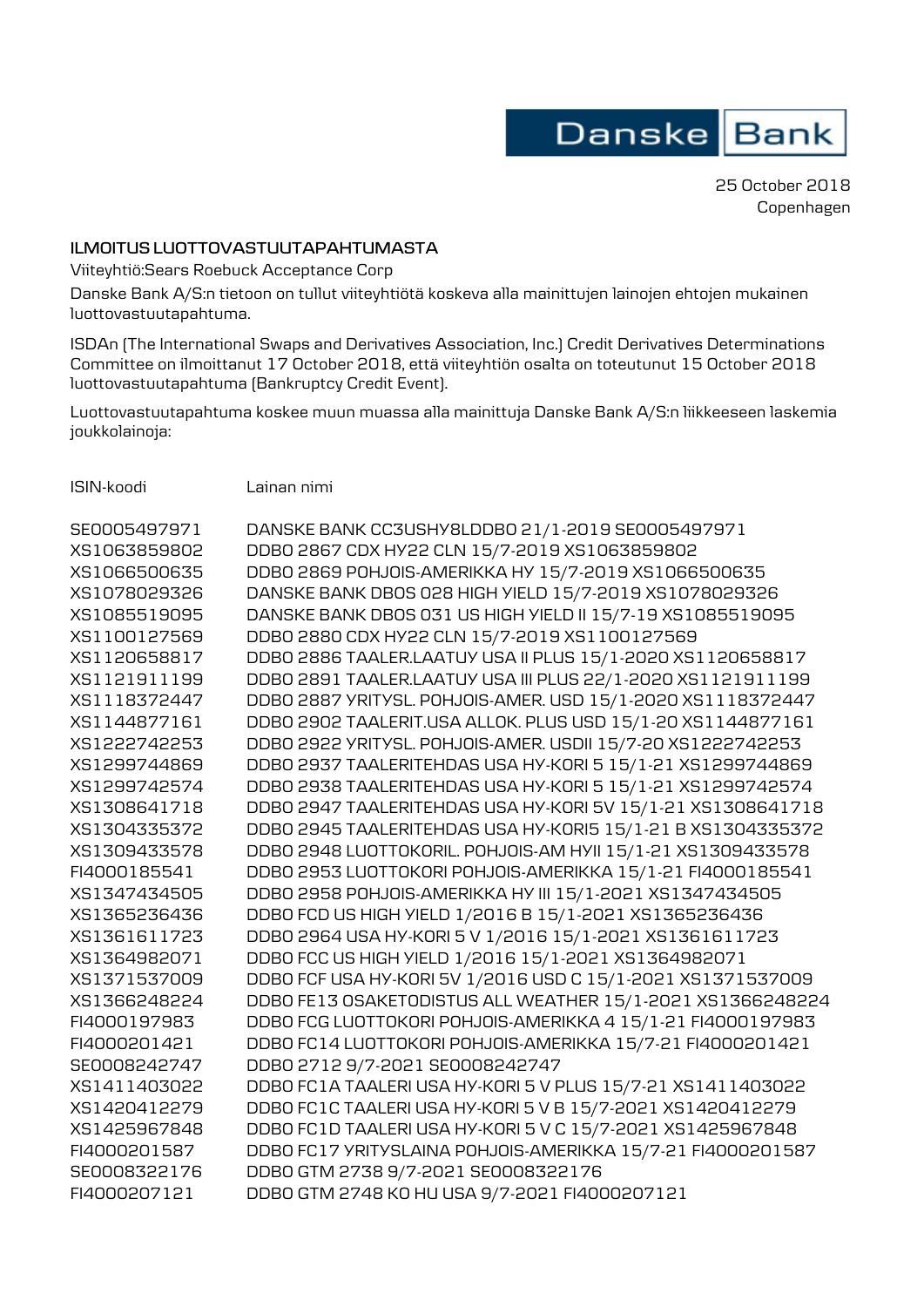Danske Bank

25 October 2018
Copenhagen

## ILMOITUS LUOTTOVASTUUTAPAHTUMASTA

Viiteyhtiö:Sears Roebuck Acceptance Corp

Danske Bank A/S:n tietoon on tullut viiteyhtiötä koskeva alla mainittujen lainojen ehtojen mukainen luottovastuutapahtuma.

ISDAn (The International Swaps and Derivatives Association, Inc.) Credit Derivatives Determinations Committee on ilmoittanut 17 October 2018, että viiteyhtiön osalta on toteutunut 15 October 2018 luottovastuutapahtuma (Bankruptcy Credit Event).

Luottovastuutapahtuma koskee muun muassa alla mainittuja Danske Bank A/S:n liikkeeseen laskemia joukkolainoja:

| ISIN-koodi | Lainan nimi |
|---|---|
| SE0005497971 | DANSKE BANK CC3USHY8LDDBO 21/1-2019 SE0005497971 |
| XS1063859802 | DDBO 2867 CDX HY22 CLN 15/7-2019 XS1063859802 |
| XS1066500635 | DDBO 2869 POHJOIS-AMERIKKA HY 15/7-2019 XS1066500635 |
| XS1078029326 | DANSKE BANK DBOS 028 HIGH YIELD 15/7-2019 XS1078029326 |
| XS1085519095 | DANSKE BANK DBOS 031 US HIGH YIELD II 15/7-19 XS1085519095 |
| XS1100127569 | DDBO 2880 CDX HY22 CLN 15/7-2019 XS1100127569 |
| XS1120658817 | DDBO 2886 TAALER.LAATUY USA II PLUS 15/1-2020 XS1120658817 |
| XS1121911199 | DDBO 2891 TAALER.LAATUY USA III PLUS 22/1-2020 XS1121911199 |
| XS1118372447 | DDBO 2887 YRITYSL. POHJOIS-AMER. USD 15/1-2020 XS1118372447 |
| XS1144877161 | DDBO 2902 TAALERIT.USA ALLOK. PLUS USD 15/1-20 XS1144877161 |
| XS1222742253 | DDBO 2922 YRITYSL. POHJOIS-AMER. USDII 15/7-20 XS1222742253 |
| XS1299744869 | DDBO 2937 TAALERITEHDAS USA HY-KORI 5 15/1-21 XS1299744869 |
| XS1299742574 | DDBO 2938 TAALERITEHDAS USA HY-KORI 5 15/1-21 XS1299742574 |
| XS1308641718 | DDBO 2947 TAALERITEHDAS USA HY-KORI 5V 15/1-21 XS1308641718 |
| XS1304335372 | DDBO 2945 TAALERITEHDAS USA HY-KORI5 15/1-21 B XS1304335372 |
| XS1309433578 | DDBO 2948 LUOTTOKORIL. POHJOIS-AM HYII 15/1-21 XS1309433578 |
| FI4000185541 | DDBO 2953 LUOTTOKORI POHJOIS-AMERIKKA 15/1-21 FI4000185541 |
| XS1347434505 | DDBO 2958 POHJOIS-AMERIKKA HY III 15/1-2021 XS1347434505 |
| XS1365236436 | DDBO FCD US HIGH YIELD 1/2016 B 15/1-2021 XS1365236436 |
| XS1361611723 | DDBO 2964 USA HY-KORI 5 V 1/2016 15/1-2021 XS1361611723 |
| XS1364982071 | DDBO FCC US HIGH YIELD 1/2016 15/1-2021 XS1364982071 |
| XS1371537009 | DDBO FCF USA HY-KORI 5V 1/2016 USD C 15/1-2021 XS1371537009 |
| XS1366248224 | DDBO FE13 OSAKETODISTUS ALL WEATHER 15/1-2021 XS1366248224 |
| FI4000197983 | DDBO FCG LUOTTOKORI POHJOIS-AMERIKKA 4 15/1-21 FI4000197983 |
| FI4000201421 | DDBO FC14 LUOTTOKORI POHJOIS-AMERIKKA 15/7-21 FI4000201421 |
| SE0008242747 | DDBO 2712 9/7-2021 SE0008242747 |
| XS1411403022 | DDBO FC1A TAALERI USA HY-KORI 5 V PLUS 15/7-21 XS1411403022 |
| XS1420412279 | DDBO FC1C TAALERI USA HY-KORI 5 V B 15/7-2021 XS1420412279 |
| XS1425967848 | DDBO FC1D TAALERI USA HY-KORI 5 V C 15/7-2021 XS1425967848 |
| FI4000201587 | DDBO FC17 YRITYSLAINA POHJOIS-AMERIKKA 15/7-21 FI4000201587 |
| SE0008322176 | DDBO GTM 2738 9/7-2021 SE0008322176 |
| FI4000207121 | DDBO GTM 2748 KO HU USA 9/7-2021 FI4000207121 |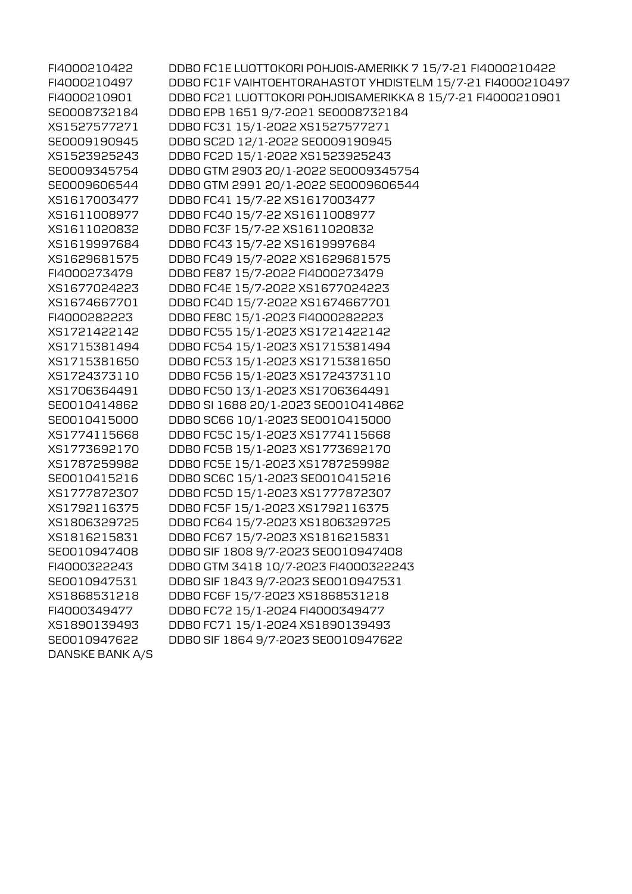| | |
|---|---|
| FI4000210422 | DDBO FC1E LUOTTOKORI POHJOIS-AMERIKK 7 15/7-21 FI4000210422 |
| FI4000210497 | DDBO FC1F VAIHTOEHTORAHASTOT YHDISTELM 15/7-21 FI4000210497 |
| FI4000210901 | DDBO FC21 LUOTTOKORI POHJOISAMERIKKA 8 15/7-21 FI4000210901 |
| SE0008732184 | DDBO EPB 1651 9/7-2021 SE0008732184 |
| XS1527577271 | DDBO FC31 15/1-2022 XS1527577271 |
| SE0009190945 | DDBO SC2D 12/1-2022 SE0009190945 |
| XS1523925243 | DDBO FC2D 15/1-2022 XS1523925243 |
| SE0009345754 | DDBO GTM 2903 20/1-2022 SE0009345754 |
| SE0009606544 | DDBO GTM 2991 20/1-2022 SE0009606544 |
| XS1617003477 | DDBO FC41 15/7-22 XS1617003477 |
| XS1611008977 | DDBO FC40 15/7-22 XS1611008977 |
| XS1611020832 | DDBO FC3F 15/7-22 XS1611020832 |
| XS1619997684 | DDBO FC43 15/7-22 XS1619997684 |
| XS1629681575 | DDBO FC49 15/7-2022 XS1629681575 |
| FI4000273479 | DDBO FE87 15/7-2022 FI4000273479 |
| XS1677024223 | DDBO FC4E 15/7-2022 XS1677024223 |
| XS1674667701 | DDBO FC4D 15/7-2022 XS1674667701 |
| FI4000282223 | DDBO FE8C 15/1-2023 FI4000282223 |
| XS1721422142 | DDBO FC55 15/1-2023 XS1721422142 |
| XS1715381494 | DDBO FC54 15/1-2023 XS1715381494 |
| XS1715381650 | DDBO FC53 15/1-2023 XS1715381650 |
| XS1724373110 | DDBO FC56 15/1-2023 XS1724373110 |
| XS1706364491 | DDBO FC50 13/1-2023 XS1706364491 |
| SE0010414862 | DDBO SI 1688 20/1-2023 SE0010414862 |
| SE0010415000 | DDBO SC66 10/1-2023 SE0010415000 |
| XS1774115668 | DDBO FC5C 15/1-2023 XS1774115668 |
| XS1773692170 | DDBO FC5B 15/1-2023 XS1773692170 |
| XS1787259982 | DDBO FC5E 15/1-2023 XS1787259982 |
| SE0010415216 | DDBO SC6C 15/1-2023 SE0010415216 |
| XS1777872307 | DDBO FC5D 15/1-2023 XS1777872307 |
| XS1792116375 | DDBO FC5F 15/1-2023 XS1792116375 |
| XS1806329725 | DDBO FC64 15/7-2023 XS1806329725 |
| XS1816215831 | DDBO FC67 15/7-2023 XS1816215831 |
| SE0010947408 | DDBO SIF 1808 9/7-2023 SE0010947408 |
| FI4000322243 | DDBO GTM 3418 10/7-2023 FI4000322243 |
| SE0010947531 | DDBO SIF 1843 9/7-2023 SE0010947531 |
| XS1868531218 | DDBO FC6F 15/7-2023 XS1868531218 |
| FI4000349477 | DDBO FC72 15/1-2024 FI4000349477 |
| XS1890139493 | DDBO FC71 15/1-2024 XS1890139493 |
| SE0010947622 | DDBO SIF 1864 9/7-2023 SE0010947622 |

DANSKE BANK A/S